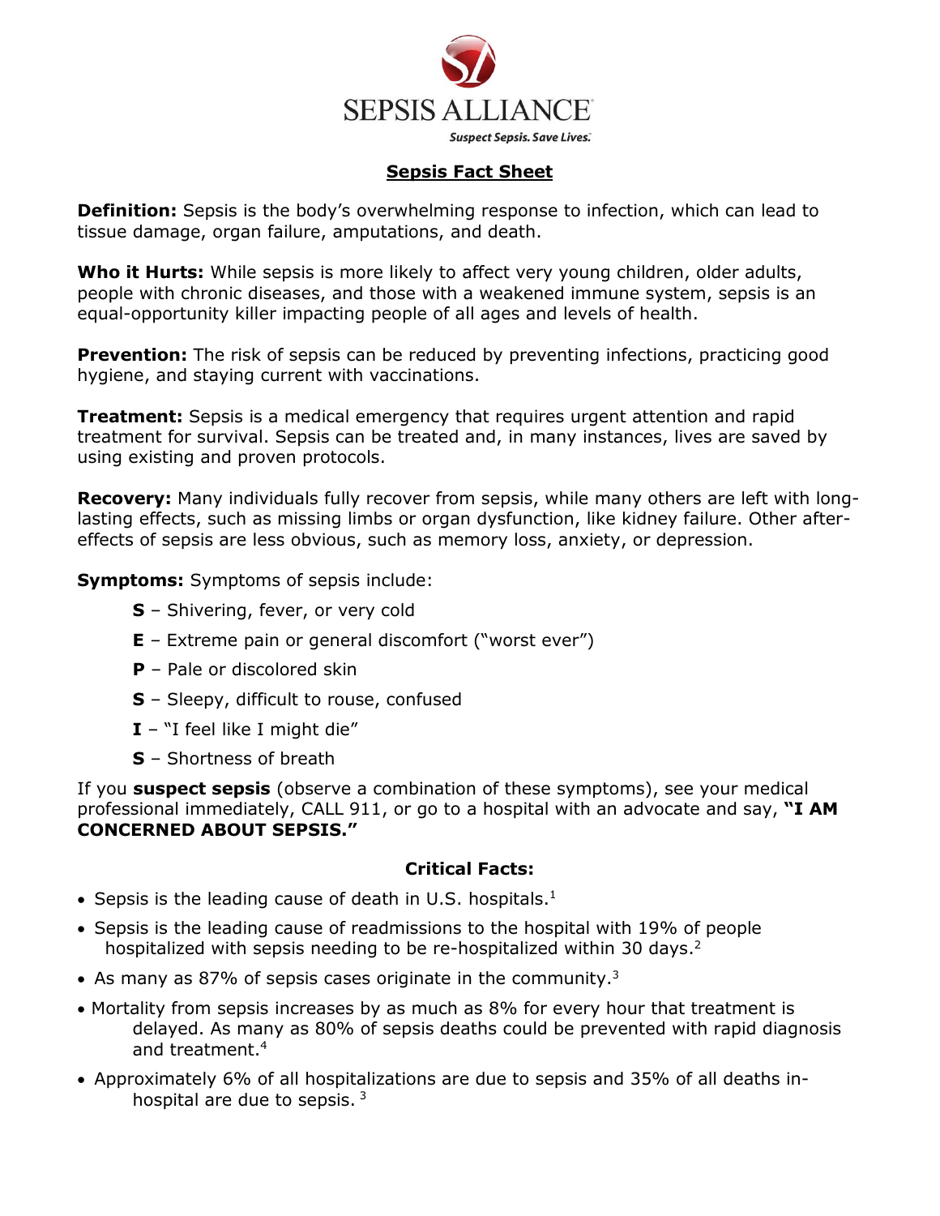SEPSIS ALLIANCE

*Suspect Sepsis. Save Lives.*

# Sepsis Fact Sheet

**Definition:** Sepsis is the body's overwhelming response to infection, which can lead to tissue damage, organ failure, amputations, and death.

**Who it Hurts:** While sepsis is more likely to affect very young children, older adults, people with chronic diseases, and those with a weakened immune system, sepsis is an equal-opportunity killer impacting people of all ages and levels of health.

**Prevention:** The risk of sepsis can be reduced by preventing infections, practicing good hygiene, and staying current with vaccinations.

**Treatment:** Sepsis is a medical emergency that requires urgent attention and rapid treatment for survival. Sepsis can be treated and, in many instances, lives are saved by using existing and proven protocols.

**Recovery:** Many individuals fully recover from sepsis, while many others are left with long-lasting effects, such as missing limbs or organ dysfunction, like kidney failure. Other after-effects of sepsis are less obvious, such as memory loss, anxiety, or depression.

**Symptoms:** Symptoms of sepsis include:

- **S** – Shivering, fever, or very cold
- **E** – Extreme pain or general discomfort ("worst ever")
- **P** – Pale or discolored skin
- **S** – Sleepy, difficult to rouse, confused
- **I** – "I feel like I might die"
- **S** – Shortness of breath

If you **suspect sepsis** (observe a combination of these symptoms), see your medical professional immediately, CALL 911, or go to a hospital with an advocate and say, **"I AM CONCERNED ABOUT SEPSIS."**

## Critical Facts:

- Sepsis is the leading cause of death in U.S. hospitals.[1]
- Sepsis is the leading cause of readmissions to the hospital with 19% of people hospitalized with sepsis needing to be re-hospitalized within 30 days.[2]
- As many as 87% of sepsis cases originate in the community.[3]
- Mortality from sepsis increases by as much as 8% for every hour that treatment is delayed. As many as 80% of sepsis deaths could be prevented with rapid diagnosis and treatment.[4]
- Approximately 6% of all hospitalizations are due to sepsis and 35% of all deaths in-hospital are due to sepsis.[3]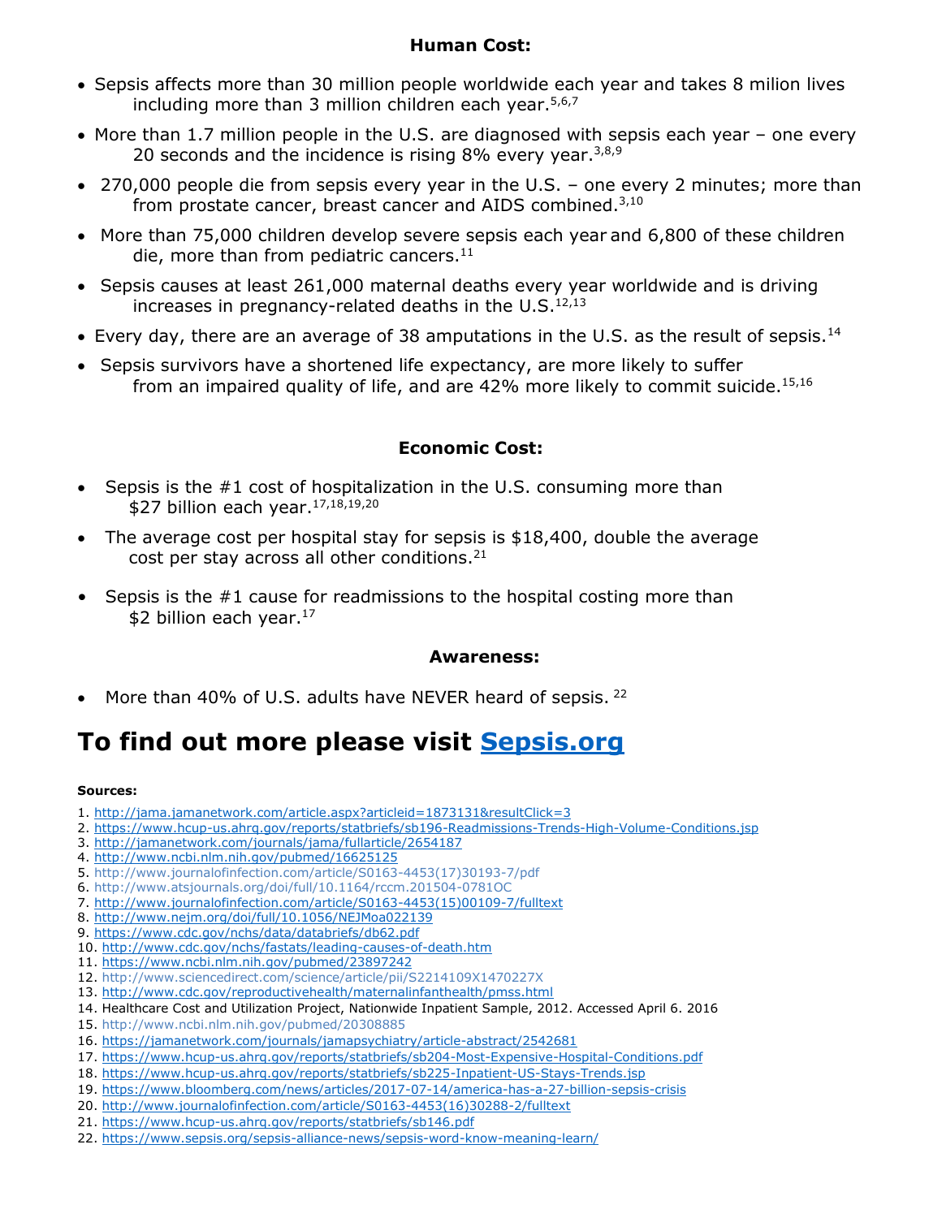### Human Cost:

- Sepsis affects more than 30 million people worldwide each year and takes 8 milion lives including more than 3 million children each year.[5,6,7]
- More than 1.7 million people in the U.S. are diagnosed with sepsis each year – one every 20 seconds and the incidence is rising 8% every year.[3,8,9]
- 270,000 people die from sepsis every year in the U.S. – one every 2 minutes; more than from prostate cancer, breast cancer and AIDS combined.[3,10]
- More than 75,000 children develop severe sepsis each year and 6,800 of these children die, more than from pediatric cancers.[11]
- Sepsis causes at least 261,000 maternal deaths every year worldwide and is driving increases in pregnancy-related deaths in the U.S.[12,13]
- Every day, there are an average of 38 amputations in the U.S. as the result of sepsis.[14]
- Sepsis survivors have a shortened life expectancy, are more likely to suffer from an impaired quality of life, and are 42% more likely to commit suicide.[15,16]

### Economic Cost:

- Sepsis is the #1 cost of hospitalization in the U.S. consuming more than $27 billion each year.[17,18,19,20]
- The average cost per hospital stay for sepsis is $18,400, double the average cost per stay across all other conditions.[21]
- Sepsis is the #1 cause for readmissions to the hospital costing more than $2 billion each year.[17]

### Awareness:

- More than 40% of U.S. adults have NEVER heard of sepsis. [22]

## To find out more please visit [Sepsis.org](https://www.sepsis.org)

**Sources:**

1. http://jama.jamanetwork.com/article.aspx?articleid=1873131&resultClick=3
2. https://www.hcup-us.ahrq.gov/reports/statbriefs/sb196-Readmissions-Trends-High-Volume-Conditions.jsp
3. http://jamanetwork.com/journals/jama/fullarticle/2654187
4. http://www.ncbi.nlm.nih.gov/pubmed/16625125
5. http://www.journalofinfection.com/article/S0163-4453(17)30193-7/pdf
6. http://www.atsjournals.org/doi/full/10.1164/rccm.201504-0781OC
7. http://www.journalofinfection.com/article/S0163-4453(15)00109-7/fulltext
8. http://www.nejm.org/doi/full/10.1056/NEJMoa022139
9. https://www.cdc.gov/nchs/data/databriefs/db62.pdf
10. http://www.cdc.gov/nchs/fastats/leading-causes-of-death.htm
11. https://www.ncbi.nlm.nih.gov/pubmed/23897242
12. http://www.sciencedirect.com/science/article/pii/S2214109X1470227X
13. http://www.cdc.gov/reproductivehealth/maternalinfanthealth/pmss.html
14. Healthcare Cost and Utilization Project, Nationwide Inpatient Sample, 2012. Accessed April 6. 2016
15. http://www.ncbi.nlm.nih.gov/pubmed/20308885
16. https://jamanetwork.com/journals/jamapsychiatry/article-abstract/2542681
17. https://www.hcup-us.ahrq.gov/reports/statbriefs/sb204-Most-Expensive-Hospital-Conditions.pdf
18. https://www.hcup-us.ahrq.gov/reports/statbriefs/sb225-Inpatient-US-Stays-Trends.jsp
19. https://www.bloomberg.com/news/articles/2017-07-14/america-has-a-27-billion-sepsis-crisis
20. http://www.journalofinfection.com/article/S0163-4453(16)30288-2/fulltext
21. https://www.hcup-us.ahrq.gov/reports/statbriefs/sb146.pdf
22. https://www.sepsis.org/sepsis-alliance-news/sepsis-word-know-meaning-learn/